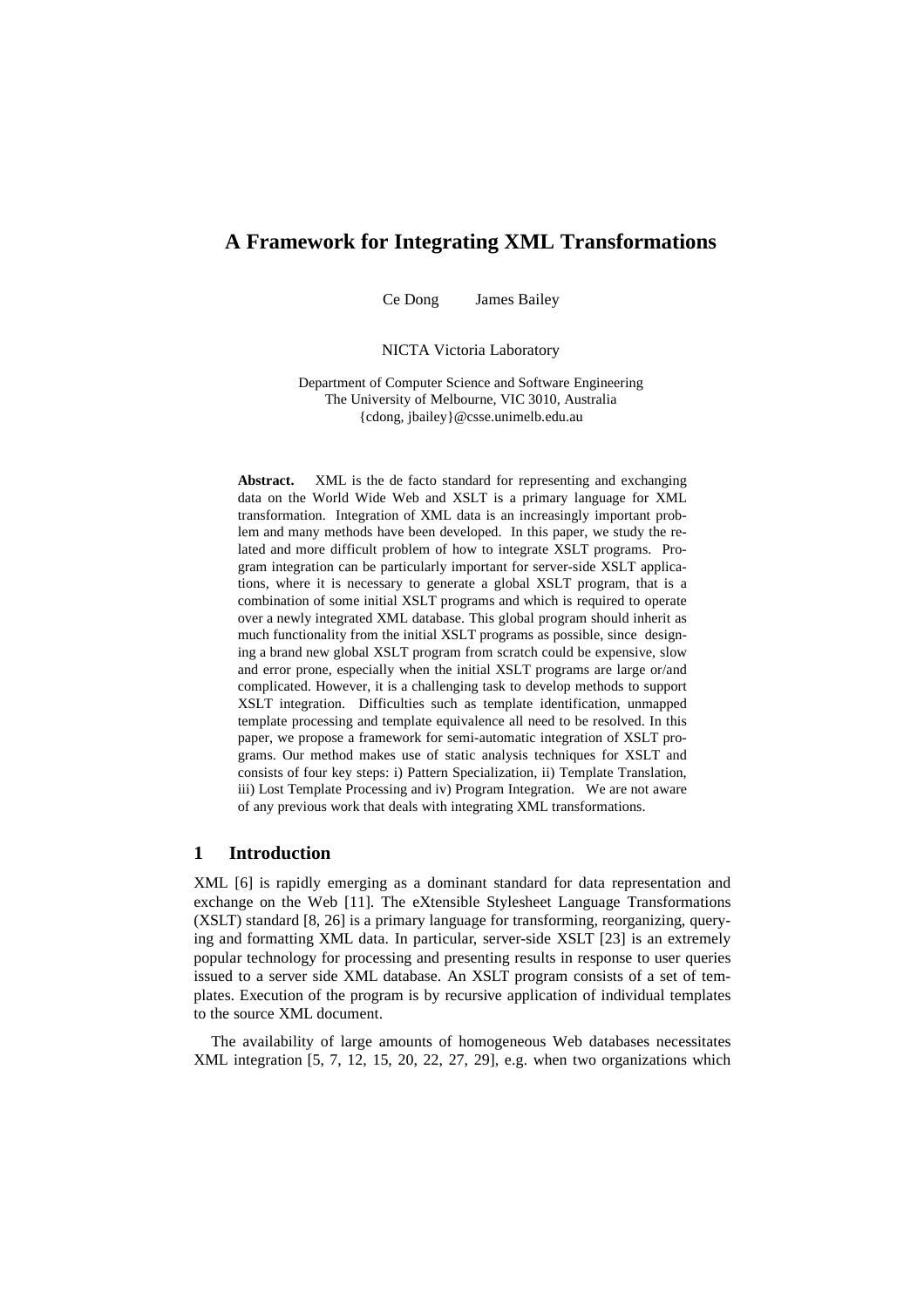# A Framework for Integrating XML Transformations

Ce Dong James Bailey

NICTA Victoria Laboratory

Department of Computer Science and Software Engineering
The University of Melbourne, VIC 3010, Australia
{cdong, jbailey}@csse.unimelb.edu.au

**Abstract.** XML is the de facto standard for representing and exchanging data on the World Wide Web and XSLT is a primary language for XML transformation. Integration of XML data is an increasingly important problem and many methods have been developed. In this paper, we study the related and more difficult problem of how to integrate XSLT programs. Program integration can be particularly important for server-side XSLT applications, where it is necessary to generate a global XSLT program, that is a combination of some initial XSLT programs and which is required to operate over a newly integrated XML database. This global program should inherit as much functionality from the initial XSLT programs as possible, since designing a brand new global XSLT program from scratch could be expensive, slow and error prone, especially when the initial XSLT programs are large or/and complicated. However, it is a challenging task to develop methods to support XSLT integration. Difficulties such as template identification, unmapped template processing and template equivalence all need to be resolved. In this paper, we propose a framework for semi-automatic integration of XSLT programs. Our method makes use of static analysis techniques for XSLT and consists of four key steps: i) Pattern Specialization, ii) Template Translation, iii) Lost Template Processing and iv) Program Integration. We are not aware of any previous work that deals with integrating XML transformations.

## 1 Introduction

XML [6] is rapidly emerging as a dominant standard for data representation and exchange on the Web [11]. The eXtensible Stylesheet Language Transformations (XSLT) standard [8, 26] is a primary language for transforming, reorganizing, querying and formatting XML data. In particular, server-side XSLT [23] is an extremely popular technology for processing and presenting results in response to user queries issued to a server side XML database. An XSLT program consists of a set of templates. Execution of the program is by recursive application of individual templates to the source XML document.

The availability of large amounts of homogeneous Web databases necessitates XML integration [5, 7, 12, 15, 20, 22, 27, 29], e.g. when two organizations which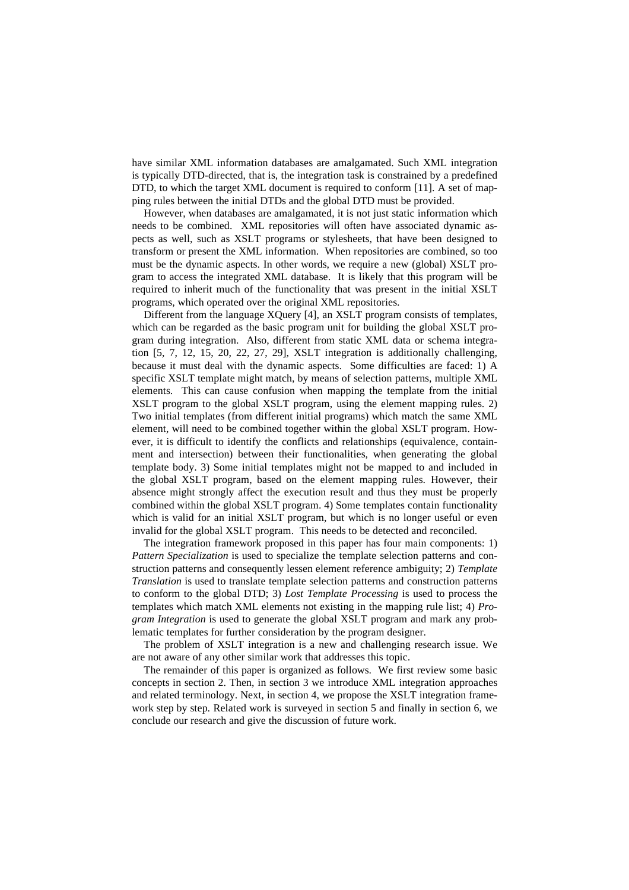have similar XML information databases are amalgamated. Such XML integration is typically DTD-directed, that is, the integration task is constrained by a predefined DTD, to which the target XML document is required to conform [11]. A set of mapping rules between the initial DTDs and the global DTD must be provided.

However, when databases are amalgamated, it is not just static information which needs to be combined. XML repositories will often have associated dynamic aspects as well, such as XSLT programs or stylesheets, that have been designed to transform or present the XML information. When repositories are combined, so too must be the dynamic aspects. In other words, we require a new (global) XSLT program to access the integrated XML database. It is likely that this program will be required to inherit much of the functionality that was present in the initial XSLT programs, which operated over the original XML repositories.

Different from the language XQuery [4], an XSLT program consists of templates, which can be regarded as the basic program unit for building the global XSLT program during integration. Also, different from static XML data or schema integration [5, 7, 12, 15, 20, 22, 27, 29], XSLT integration is additionally challenging, because it must deal with the dynamic aspects. Some difficulties are faced: 1) A specific XSLT template might match, by means of selection patterns, multiple XML elements. This can cause confusion when mapping the template from the initial XSLT program to the global XSLT program, using the element mapping rules. 2) Two initial templates (from different initial programs) which match the same XML element, will need to be combined together within the global XSLT program. However, it is difficult to identify the conflicts and relationships (equivalence, containment and intersection) between their functionalities, when generating the global template body. 3) Some initial templates might not be mapped to and included in the global XSLT program, based on the element mapping rules. However, their absence might strongly affect the execution result and thus they must be properly combined within the global XSLT program. 4) Some templates contain functionality which is valid for an initial XSLT program, but which is no longer useful or even invalid for the global XSLT program. This needs to be detected and reconciled.

The integration framework proposed in this paper has four main components: 1) *Pattern Specialization* is used to specialize the template selection patterns and construction patterns and consequently lessen element reference ambiguity; 2) *Template Translation* is used to translate template selection patterns and construction patterns to conform to the global DTD; 3) *Lost Template Processing* is used to process the templates which match XML elements not existing in the mapping rule list; 4) *Program Integration* is used to generate the global XSLT program and mark any problematic templates for further consideration by the program designer.

The problem of XSLT integration is a new and challenging research issue. We are not aware of any other similar work that addresses this topic.

The remainder of this paper is organized as follows. We first review some basic concepts in section 2. Then, in section 3 we introduce XML integration approaches and related terminology. Next, in section 4, we propose the XSLT integration framework step by step. Related work is surveyed in section 5 and finally in section 6, we conclude our research and give the discussion of future work.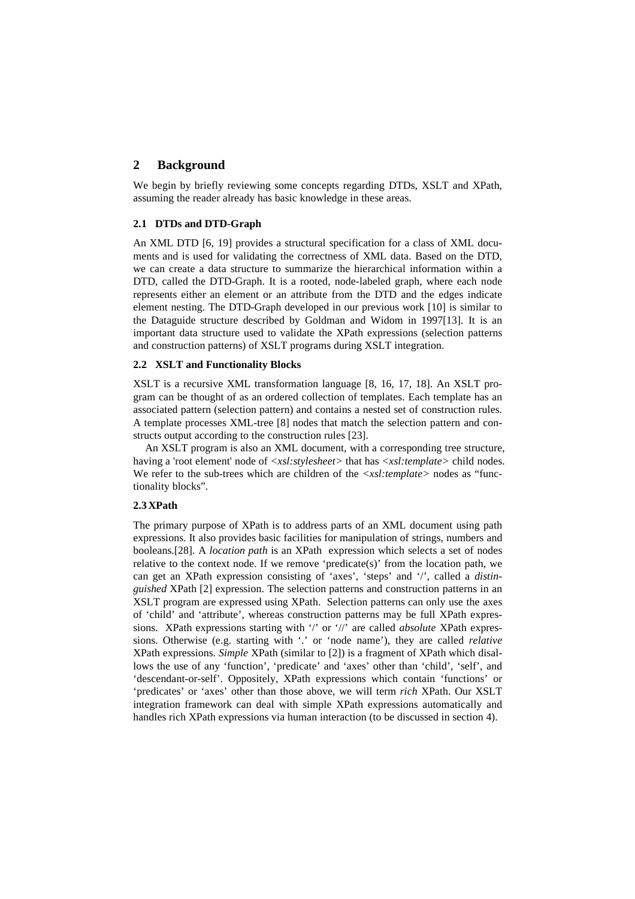## 2 Background

We begin by briefly reviewing some concepts regarding DTDs, XSLT and XPath, assuming the reader already has basic knowledge in these areas.

### 2.1 DTDs and DTD-Graph

An XML DTD [6, 19] provides a structural specification for a class of XML documents and is used for validating the correctness of XML data. Based on the DTD, we can create a data structure to summarize the hierarchical information within a DTD, called the DTD-Graph. It is a rooted, node-labeled graph, where each node represents either an element or an attribute from the DTD and the edges indicate element nesting. The DTD-Graph developed in our previous work [10] is similar to the Dataguide structure described by Goldman and Widom in 1997[13]. It is an important data structure used to validate the XPath expressions (selection patterns and construction patterns) of XSLT programs during XSLT integration.

### 2.2 XSLT and Functionality Blocks

XSLT is a recursive XML transformation language [8, 16, 17, 18]. An XSLT program can be thought of as an ordered collection of templates. Each template has an associated pattern (selection pattern) and contains a nested set of construction rules. A template processes XML-tree [8] nodes that match the selection pattern and constructs output according to the construction rules [23].

An XSLT program is also an XML document, with a corresponding tree structure, having a 'root element' node of *<xsl:stylesheet>* that has *<xsl:template>* child nodes. We refer to the sub-trees which are children of the *<xsl:template>* nodes as "functionality blocks".

### 2.3 XPath

The primary purpose of XPath is to address parts of an XML document using path expressions. It also provides basic facilities for manipulation of strings, numbers and booleans.[28]. A *location path* is an XPath expression which selects a set of nodes relative to the context node. If we remove 'predicate(s)' from the location path, we can get an XPath expression consisting of 'axes', 'steps' and '/', called a *distinguished* XPath [2] expression. The selection patterns and construction patterns in an XSLT program are expressed using XPath. Selection patterns can only use the axes of 'child' and 'attribute', whereas construction patterns may be full XPath expressions. XPath expressions starting with '/' or '//' are called *absolute* XPath expressions. Otherwise (e.g. starting with '.' or 'node name'), they are called *relative* XPath expressions. *Simple* XPath (similar to [2]) is a fragment of XPath which disallows the use of any 'function', 'predicate' and 'axes' other than 'child', 'self', and 'descendant-or-self'. Oppositely, XPath expressions which contain 'functions' or 'predicates' or 'axes' other than those above, we will term *rich* XPath. Our XSLT integration framework can deal with simple XPath expressions automatically and handles rich XPath expressions via human interaction (to be discussed in section 4).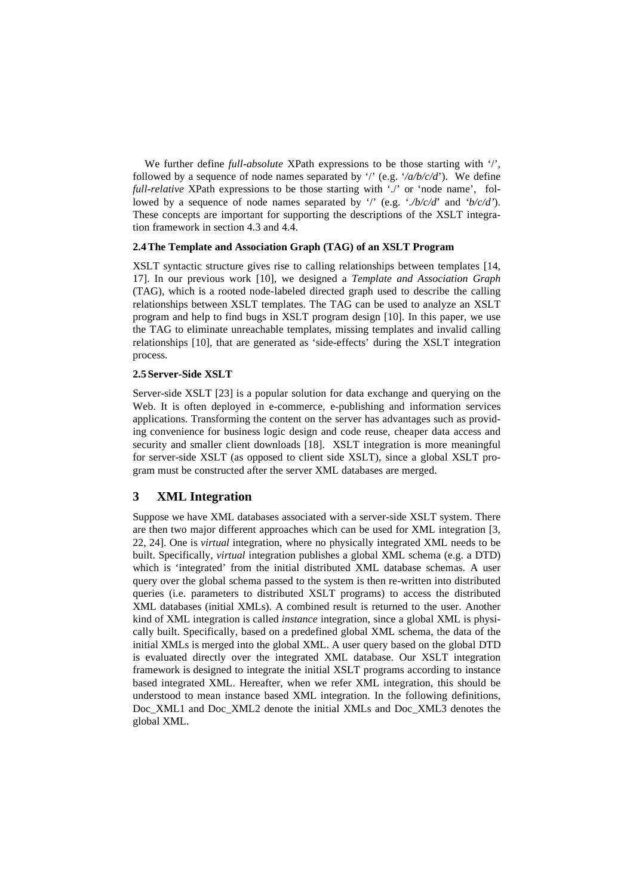We further define *full-absolute* XPath expressions to be those starting with '/', followed by a sequence of node names separated by '/' (e.g. '*/a/b/c/d*'). We define *full-relative* XPath expressions to be those starting with './' or 'node name', followed by a sequence of node names separated by '/' (e.g. '*./b/c/d*' and '*b/c/d*'). These concepts are important for supporting the descriptions of the XSLT integration framework in section 4.3 and 4.4.

### 2.4 The Template and Association Graph (TAG) of an XSLT Program

XSLT syntactic structure gives rise to calling relationships between templates [14, 17]. In our previous work [10], we designed a *Template and Association Graph* (TAG), which is a rooted node-labeled directed graph used to describe the calling relationships between XSLT templates. The TAG can be used to analyze an XSLT program and help to find bugs in XSLT program design [10]. In this paper, we use the TAG to eliminate unreachable templates, missing templates and invalid calling relationships [10], that are generated as 'side-effects' during the XSLT integration process.

### 2.5 Server-Side XSLT

Server-side XSLT [23] is a popular solution for data exchange and querying on the Web. It is often deployed in e-commerce, e-publishing and information services applications. Transforming the content on the server has advantages such as providing convenience for business logic design and code reuse, cheaper data access and security and smaller client downloads [18]. XSLT integration is more meaningful for server-side XSLT (as opposed to client side XSLT), since a global XSLT program must be constructed after the server XML databases are merged.

## 3 XML Integration

Suppose we have XML databases associated with a server-side XSLT system. There are then two major different approaches which can be used for XML integration [3, 22, 24]. One is *virtual* integration, where no physically integrated XML needs to be built. Specifically, *virtual* integration publishes a global XML schema (e.g. a DTD) which is 'integrated' from the initial distributed XML database schemas. A user query over the global schema passed to the system is then re-written into distributed queries (i.e. parameters to distributed XSLT programs) to access the distributed XML databases (initial XMLs). A combined result is returned to the user. Another kind of XML integration is called *instance* integration, since a global XML is physically built. Specifically, based on a predefined global XML schema, the data of the initial XMLs is merged into the global XML. A user query based on the global DTD is evaluated directly over the integrated XML database. Our XSLT integration framework is designed to integrate the initial XSLT programs according to instance based integrated XML. Hereafter, when we refer XML integration, this should be understood to mean instance based XML integration. In the following definitions, Doc_XML1 and Doc_XML2 denote the initial XMLs and Doc_XML3 denotes the global XML.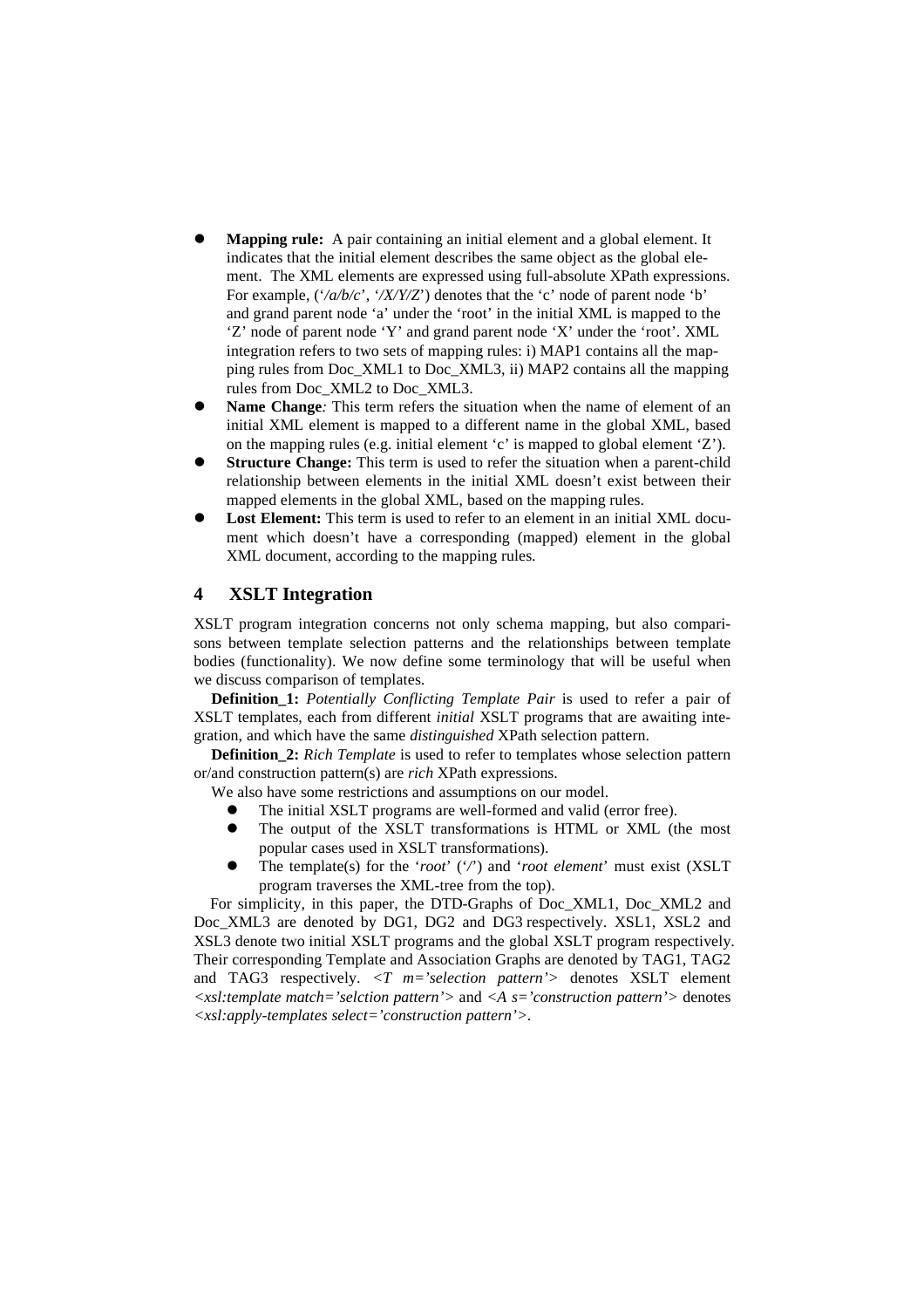- **Mapping rule:** A pair containing an initial element and a global element. It indicates that the initial element describes the same object as the global element. The XML elements are expressed using full-absolute XPath expressions. For example, ('*/a/b/c*', '*/X/Y/Z*') denotes that the 'c' node of parent node 'b' and grand parent node 'a' under the 'root' in the initial XML is mapped to the 'Z' node of parent node 'Y' and grand parent node 'X' under the 'root'. XML integration refers to two sets of mapping rules: i) MAP1 contains all the mapping rules from Doc_XML1 to Doc_XML3, ii) MAP2 contains all the mapping rules from Doc_XML2 to Doc_XML3.
- **Name Change***:* This term refers the situation when the name of element of an initial XML element is mapped to a different name in the global XML, based on the mapping rules (e.g. initial element 'c' is mapped to global element 'Z').
- **Structure Change:** This term is used to refer the situation when a parent-child relationship between elements in the initial XML doesn't exist between their mapped elements in the global XML, based on the mapping rules.
- **Lost Element:** This term is used to refer to an element in an initial XML document which doesn't have a corresponding (mapped) element in the global XML document, according to the mapping rules.

## 4 XSLT Integration

XSLT program integration concerns not only schema mapping, but also comparisons between template selection patterns and the relationships between template bodies (functionality). We now define some terminology that will be useful when we discuss comparison of templates.

**Definition_1:** *Potentially Conflicting Template Pair* is used to refer a pair of XSLT templates, each from different *initial* XSLT programs that are awaiting integration, and which have the same *distinguished* XPath selection pattern.

**Definition_2:** *Rich Template* is used to refer to templates whose selection pattern or/and construction pattern(s) are *rich* XPath expressions.

We also have some restrictions and assumptions on our model.

- The initial XSLT programs are well-formed and valid (error free).
- The output of the XSLT transformations is HTML or XML (the most popular cases used in XSLT transformations).
- The template(s) for the '*root*' ('/') and '*root element*' must exist (XSLT program traverses the XML-tree from the top).

For simplicity, in this paper, the DTD-Graphs of Doc_XML1, Doc_XML2 and Doc_XML3 are denoted by DG1, DG2 and DG3 respectively. XSL1, XSL2 and XSL3 denote two initial XSLT programs and the global XSLT program respectively. Their corresponding Template and Association Graphs are denoted by TAG1, TAG2 and TAG3 respectively. *<T m='selection pattern'>* denotes XSLT element *<xsl:template match='selction pattern'>* and *<A s='construction pattern'>* denotes *<xsl:apply-templates select='construction pattern'>*.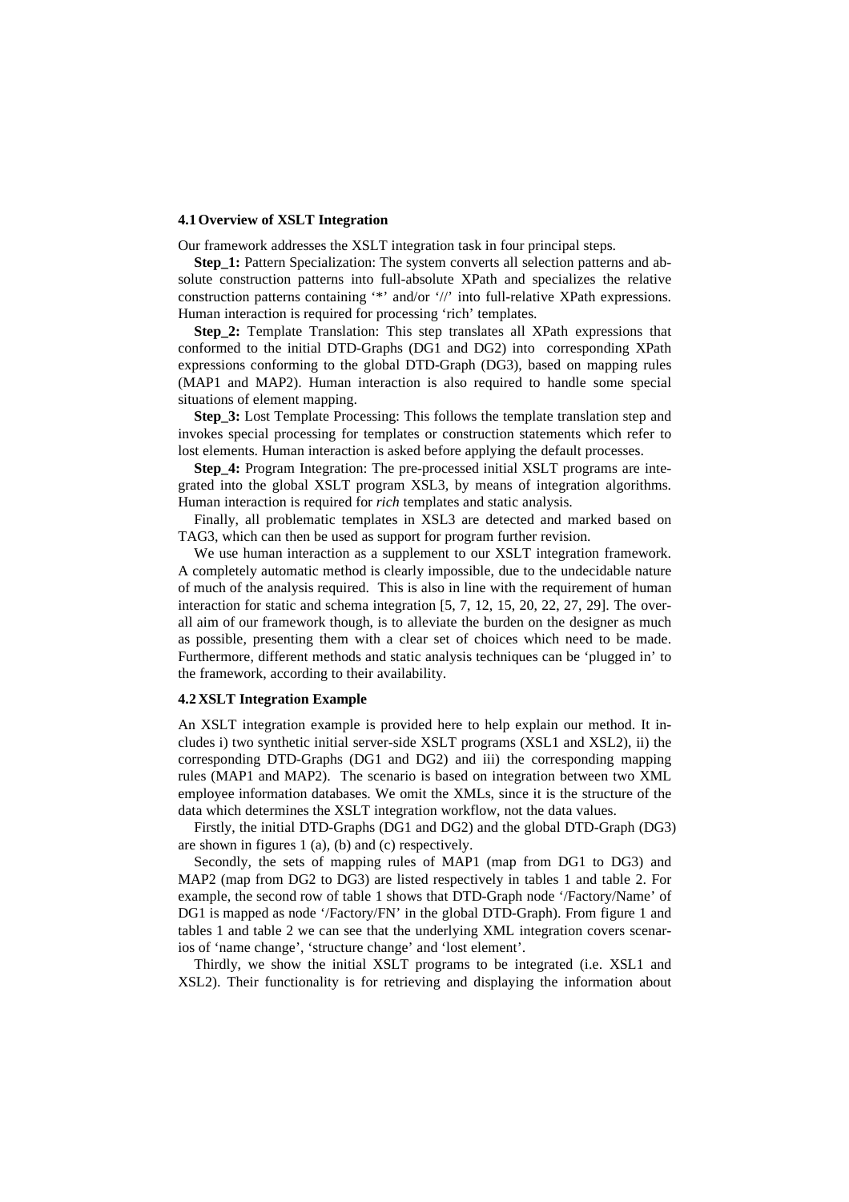### 4.1 Overview of XSLT Integration

Our framework addresses the XSLT integration task in four principal steps.

**Step_1:** Pattern Specialization: The system converts all selection patterns and absolute construction patterns into full-absolute XPath and specializes the relative construction patterns containing '*' and/or '//' into full-relative XPath expressions. Human interaction is required for processing 'rich' templates.

**Step_2:** Template Translation: This step translates all XPath expressions that conformed to the initial DTD-Graphs (DG1 and DG2) into corresponding XPath expressions conforming to the global DTD-Graph (DG3), based on mapping rules (MAP1 and MAP2). Human interaction is also required to handle some special situations of element mapping.

**Step_3:** Lost Template Processing: This follows the template translation step and invokes special processing for templates or construction statements which refer to lost elements. Human interaction is asked before applying the default processes.

**Step_4:** Program Integration: The pre-processed initial XSLT programs are integrated into the global XSLT program XSL3, by means of integration algorithms. Human interaction is required for *rich* templates and static analysis.

Finally, all problematic templates in XSL3 are detected and marked based on TAG3, which can then be used as support for program further revision.

We use human interaction as a supplement to our XSLT integration framework. A completely automatic method is clearly impossible, due to the undecidable nature of much of the analysis required. This is also in line with the requirement of human interaction for static and schema integration [5, 7, 12, 15, 20, 22, 27, 29]. The overall aim of our framework though, is to alleviate the burden on the designer as much as possible, presenting them with a clear set of choices which need to be made. Furthermore, different methods and static analysis techniques can be 'plugged in' to the framework, according to their availability.

### 4.2 XSLT Integration Example

An XSLT integration example is provided here to help explain our method. It includes i) two synthetic initial server-side XSLT programs (XSL1 and XSL2), ii) the corresponding DTD-Graphs (DG1 and DG2) and iii) the corresponding mapping rules (MAP1 and MAP2). The scenario is based on integration between two XML employee information databases. We omit the XMLs, since it is the structure of the data which determines the XSLT integration workflow, not the data values.

Firstly, the initial DTD-Graphs (DG1 and DG2) and the global DTD-Graph (DG3) are shown in figures 1 (a), (b) and (c) respectively.

Secondly, the sets of mapping rules of MAP1 (map from DG1 to DG3) and MAP2 (map from DG2 to DG3) are listed respectively in tables 1 and table 2. For example, the second row of table 1 shows that DTD-Graph node '/Factory/Name' of DG1 is mapped as node '/Factory/FN' in the global DTD-Graph). From figure 1 and tables 1 and table 2 we can see that the underlying XML integration covers scenarios of 'name change', 'structure change' and 'lost element'.

Thirdly, we show the initial XSLT programs to be integrated (i.e. XSL1 and XSL2). Their functionality is for retrieving and displaying the information about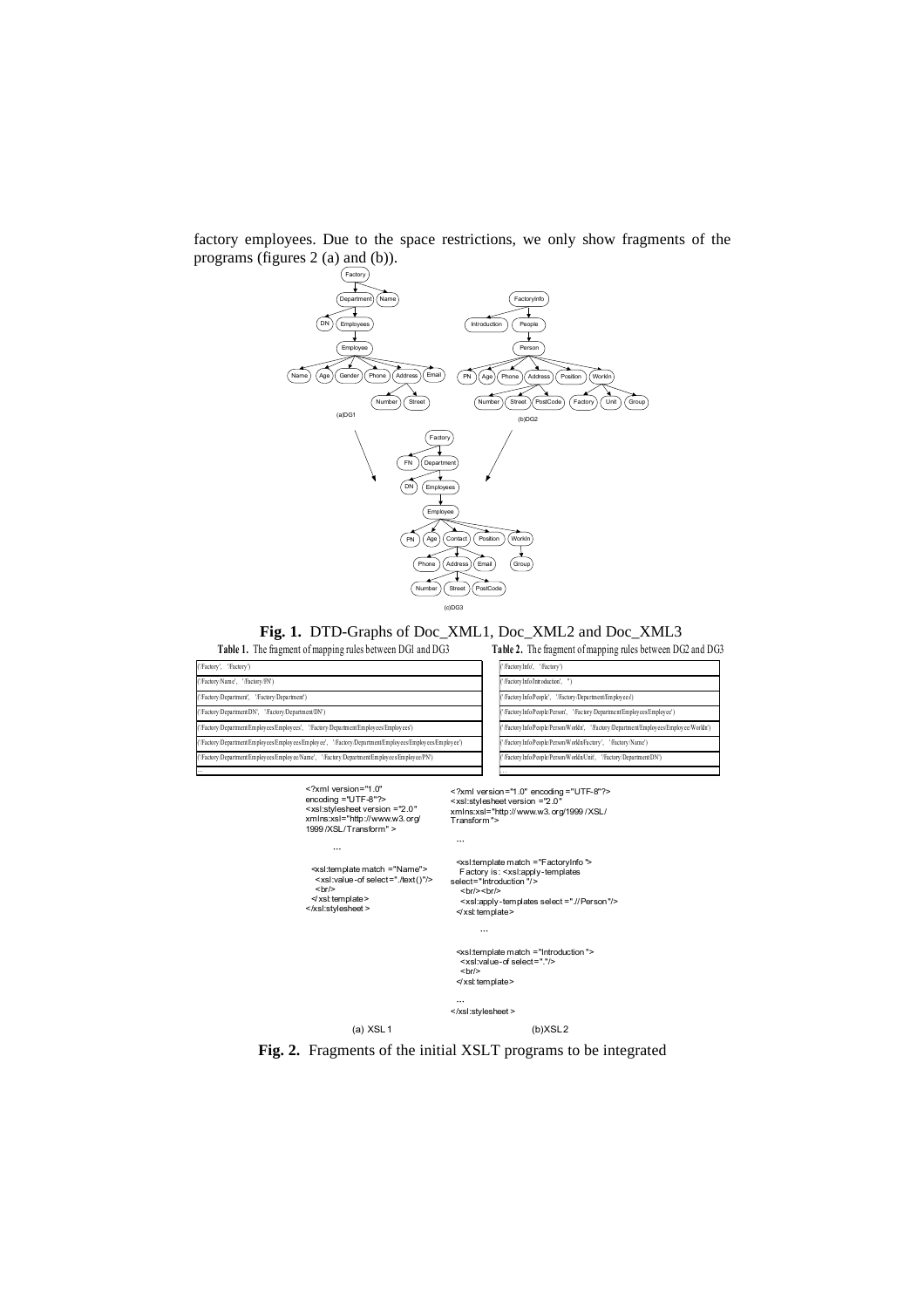factory employees. Due to the space restrictions, we only show fragments of the programs (figures 2 (a) and (b)).

**Fig. 1.** DTD-Graphs of Doc_XML1, Doc_XML2 and Doc_XML3

**Table 1.** The fragment of mapping rules between DG1 and DG3

| |
|---|
| ('/Factory', '/Factory') |
| ('/Factory/Name', '/Factory/FN') |
| ('/Factory/Department', '/Factory/Department') |
| ('/Factory/Department/DN', '/Factory/Department/DN') |
| ('/Factory/Department/Employees/Employees', '/Factory/Department/Employees/Employees') |
| ('/Factory/Department/Employees/Employees/Employee', '/Factory/Department/Employees/Employees/Employee') |
| ('/Factory/Department/Employees/Employee/Name', '/Factory/Department/Employees/Employee/PN') |
| ... |

**Table 2.** The fragment of mapping rules between DG2 and DG3

| |
|---|
| ('/FactoryInfo', '/Factory') |
| ('/FactoryInfo/Introduction', '') |
| ('/FactoryInfo/People', '/Factory/Department/Employees') |
| ('/FactoryInfo/People/Person', '/Factory/Department/Employees/Employee') |
| ('/FactoryInfo/People/Person/WorkIn', '/Factory/Department/Employees/Employee/WorkIn') |
| ('/FactoryInfo/People/Person/WorkIn/Factory', '/Factory/Name') |
| ('/FactoryInfo/People/Person/WorkIn/Unit', '/Factory/Department/DN') |
| ... |

```
<?xml version="1.0"
encoding ="UTF-8"?>
<xsl:stylesheet version ="2.0"
xmlns:xsl="http://www.w3.org/
1999/XSL/Transform" >

        ...

  <xsl:template match ="Name">
    <xsl:value-of select="./text()"/>
    <br/>
  </xsl:template>
</xsl:stylesheet>
```

(a) XSL1

```
<?xml version="1.0" encoding ="UTF-8"?>
<xsl:stylesheet version ="2.0"
xmlns:xsl="http://www.w3.org/1999/XSL/
Transform">

  ...

  <xsl:template match ="FactoryInfo">
    Factory is: <xsl:apply-templates
select="Introduction"/>
    <br/><br/>
    <xsl:apply-templates select=".//Person"/>
  </xsl:template>

        ...

  <xsl:template match ="Introduction">
    <xsl:value-of select="."/>
    <br/>
  </xsl:template>

  ...
</xsl:stylesheet>
```

(b)XSL2

**Fig. 2.** Fragments of the initial XSLT programs to be integrated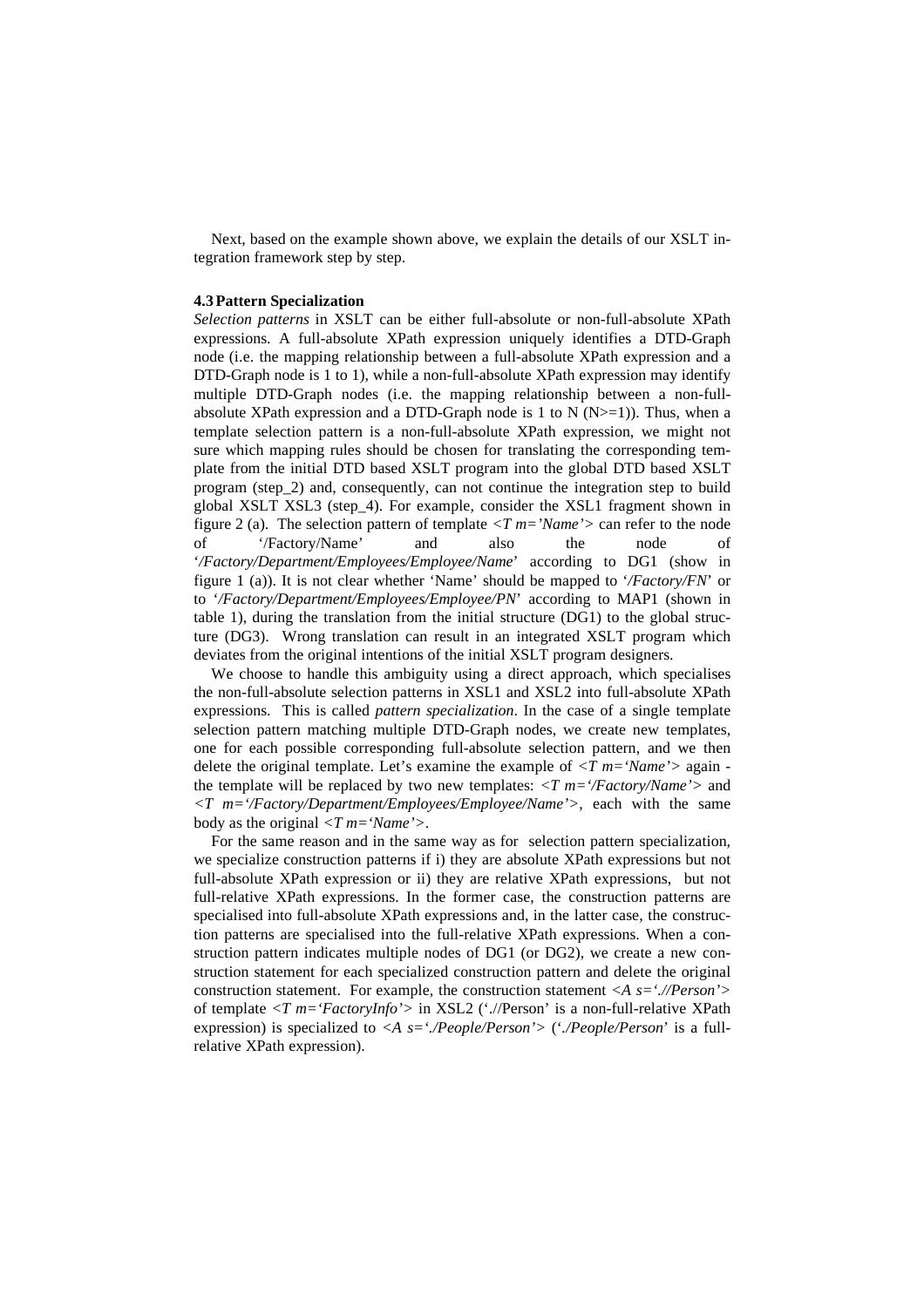Next, based on the example shown above, we explain the details of our XSLT integration framework step by step.

### 4.3 Pattern Specialization

*Selection patterns* in XSLT can be either full-absolute or non-full-absolute XPath expressions. A full-absolute XPath expression uniquely identifies a DTD-Graph node (i.e. the mapping relationship between a full-absolute XPath expression and a DTD-Graph node is 1 to 1), while a non-full-absolute XPath expression may identify multiple DTD-Graph nodes (i.e. the mapping relationship between a non-full-absolute XPath expression and a DTD-Graph node is 1 to N (N>=1)). Thus, when a template selection pattern is a non-full-absolute XPath expression, we might not sure which mapping rules should be chosen for translating the corresponding template from the initial DTD based XSLT program into the global DTD based XSLT program (step_2) and, consequently, can not continue the integration step to build global XSLT XSL3 (step_4). For example, consider the XSL1 fragment shown in figure 2 (a). The selection pattern of template *<T m='Name'>* can refer to the node of '/Factory/Name' and also the node of '*/Factory/Department/Employees/Employee/Name*' according to DG1 (show in figure 1 (a)). It is not clear whether 'Name' should be mapped to '*/Factory/FN*' or to '*/Factory/Department/Employees/Employee/PN*' according to MAP1 (shown in table 1), during the translation from the initial structure (DG1) to the global structure (DG3). Wrong translation can result in an integrated XSLT program which deviates from the original intentions of the initial XSLT program designers.

We choose to handle this ambiguity using a direct approach, which specialises the non-full-absolute selection patterns in XSL1 and XSL2 into full-absolute XPath expressions. This is called *pattern specialization*. In the case of a single template selection pattern matching multiple DTD-Graph nodes, we create new templates, one for each possible corresponding full-absolute selection pattern, and we then delete the original template. Let's examine the example of *<T m='Name'>* again - the template will be replaced by two new templates: *<T m='/Factory/Name'>* and *<T m='/Factory/Department/Employees/Employee/Name'>*, each with the same body as the original *<T m='Name'>*.

For the same reason and in the same way as for selection pattern specialization, we specialize construction patterns if i) they are absolute XPath expressions but not full-absolute XPath expression or ii) they are relative XPath expressions, but not full-relative XPath expressions. In the former case, the construction patterns are specialised into full-absolute XPath expressions and, in the latter case, the construction patterns are specialised into the full-relative XPath expressions. When a construction pattern indicates multiple nodes of DG1 (or DG2), we create a new construction statement for each specialized construction pattern and delete the original construction statement. For example, the construction statement *<A s='.//Person'>* of template *<T m='FactoryInfo'>* in XSL2 ('.//Person' is a non-full-relative XPath expression) is specialized to *<A s='./People/Person'>* ('*./People/Person*' is a full-relative XPath expression).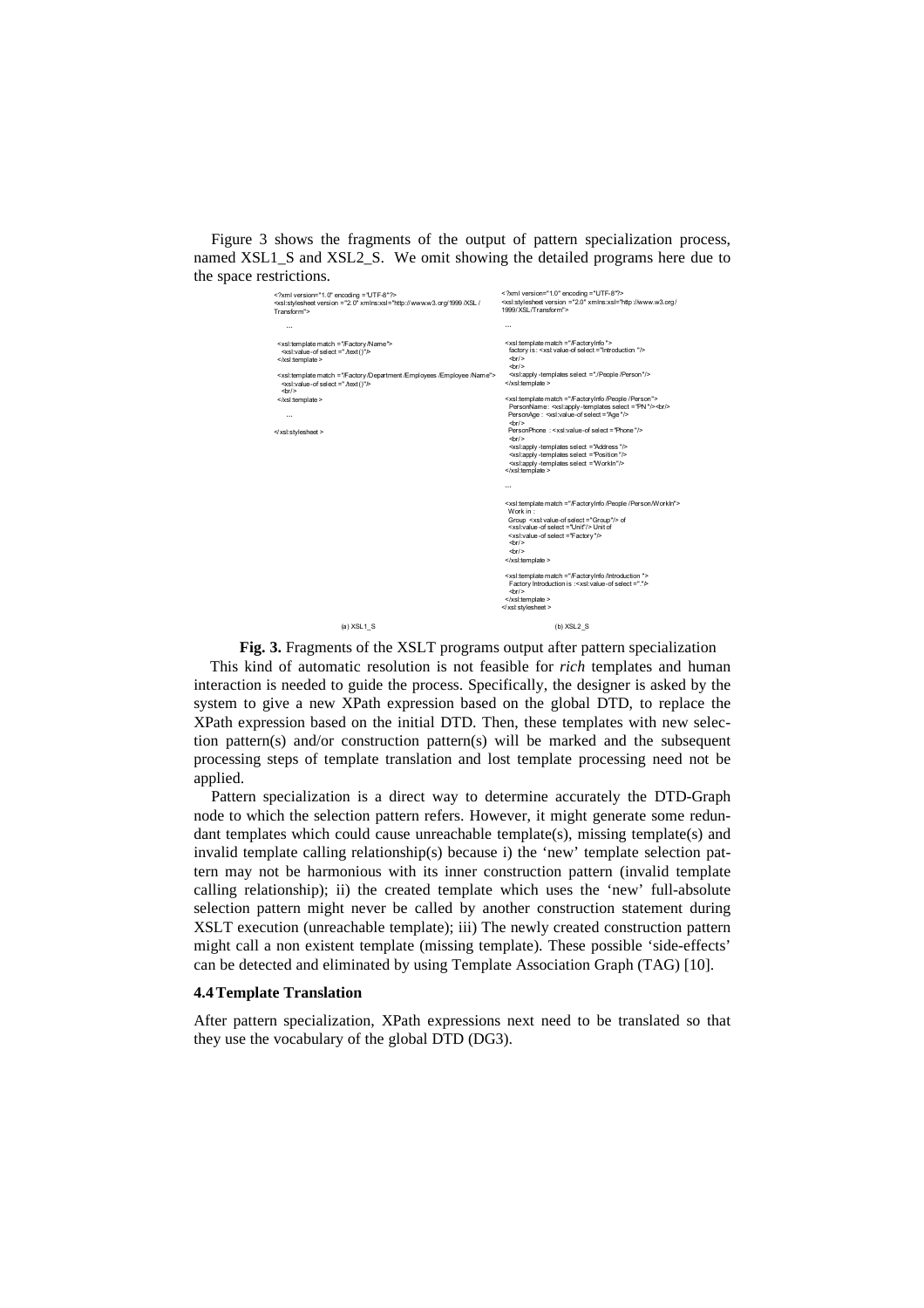Figure 3 shows the fragments of the output of pattern specialization process, named XSL1_S and XSL2_S. We omit showing the detailed programs here due to the space restrictions.

```
<?xml version="1.0" encoding ="UTF-8"?>
<xsl:stylesheet version ="2.0" xmlns:xsl="http://www.w3.org/1999 /XSL /
Transform">

   ...

 <xsl:template match ="/Factory/Name">
   <xsl:value-of select =" ./text()"/>
 </xsl:template >

 <xsl:template match ="/Factory/Department /Employees /Employee /Name">
   <xsl:value-of select =" ./text()"/>
   <br/>
 </xsl:template >
   ...

</xsl:stylesheet >
```

(a) XSL1_S

```
<?xml version="1.0" encoding ="UTF-8"?>
<xsl:stylesheet version ="2.0" xmlns:xsl="http ://www.w3.org/
1999/ XSL/Transform">

 ...

 <xsl:template match ="/FactoryInfo ">
   factory is : <xsl:value-of select ="Introduction "/>
   <br/>
   <br/>
   <xsl:apply -templates select =" ./People /Person"/>
 </xsl:template >

 <xsl:template match ="/FactoryInfo /People /Person">
   PersonName : <xsl:apply -templates select ="PN "/><br/>
   PersonAge :  <xsl:value-of select ="Age "/>
   <br/>
   PersonPhone  : <xsl:value-of select ="Phone "/>
   <br/>
   <xsl:apply -templates select ="Address "/>
   <xsl:apply -templates select ="Position "/>
   <xsl:apply -templates select ="WorkIn"/>
 </xsl:template >

 ...

 <xsl:template match ="/FactoryInfo /People /Person/WorkIn">
   Work in :
   Group  <xsl:value-of select ="Group"/> of
   <xsl:value -of select ="Unit"/> Unit of
   <xsl:value -of select ="Factory "/>
   <br/>
   <br/>
 </xsl:template >

 <xsl:template match ="/FactoryInfo /Introduction ">
   Factory Introduction is :<xsl:value-of select =" ."/>
   <br/>
 </xsl:template >
</xsl:stylesheet >
```

(b) XSL2_S

**Fig. 3.** Fragments of the XSLT programs output after pattern specialization

This kind of automatic resolution is not feasible for *rich* templates and human interaction is needed to guide the process. Specifically, the designer is asked by the system to give a new XPath expression based on the global DTD, to replace the XPath expression based on the initial DTD. Then, these templates with new selection pattern(s) and/or construction pattern(s) will be marked and the subsequent processing steps of template translation and lost template processing need not be applied.

Pattern specialization is a direct way to determine accurately the DTD-Graph node to which the selection pattern refers. However, it might generate some redundant templates which could cause unreachable template(s), missing template(s) and invalid template calling relationship(s) because i) the 'new' template selection pattern may not be harmonious with its inner construction pattern (invalid template calling relationship); ii) the created template which uses the 'new' full-absolute selection pattern might never be called by another construction statement during XSLT execution (unreachable template); iii) The newly created construction pattern might call a non existent template (missing template). These possible 'side-effects' can be detected and eliminated by using Template Association Graph (TAG) [10].

### 4.4 Template Translation

After pattern specialization, XPath expressions next need to be translated so that they use the vocabulary of the global DTD (DG3).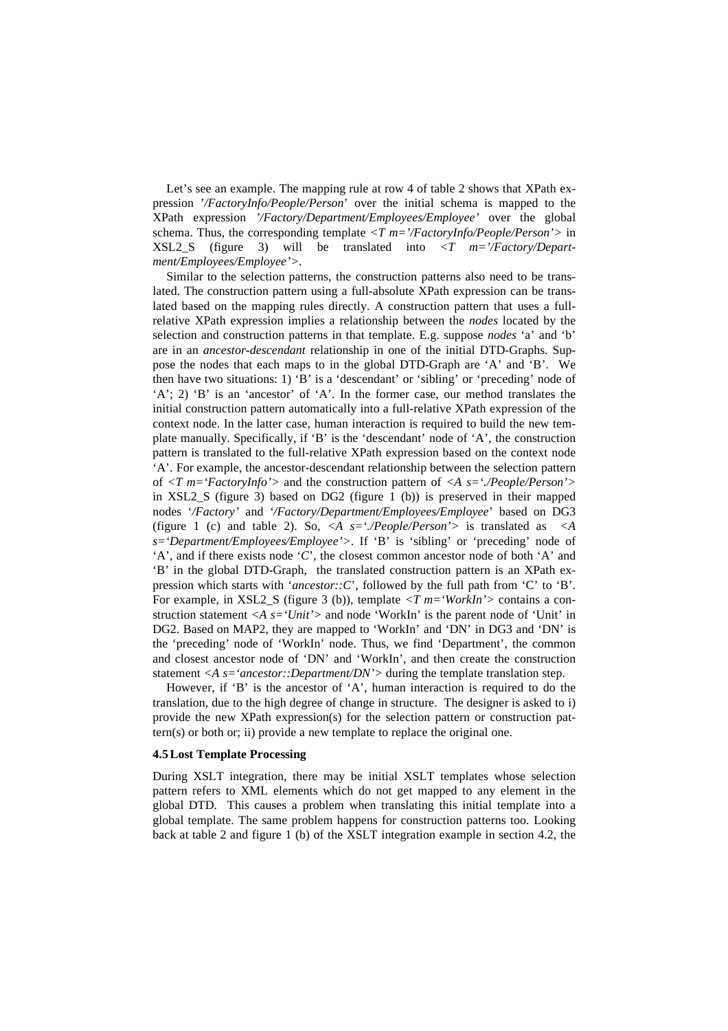Let's see an example. The mapping rule at row 4 of table 2 shows that XPath expression *'/FactoryInfo/People/Person*' over the initial schema is mapped to the XPath expression *'/Factory/Department/Employees/Employee'* over the global schema. Thus, the corresponding template *<T m='/FactoryInfo/People/Person'>* in XSL2_S (figure 3) will be translated into *<T m='/Factory/Department/Employees/Employee'>*.

Similar to the selection patterns, the construction patterns also need to be translated. The construction pattern using a full-absolute XPath expression can be translated based on the mapping rules directly. A construction pattern that uses a full-relative XPath expression implies a relationship between the *nodes* located by the selection and construction patterns in that template. E.g. suppose *nodes* 'a' and 'b' are in an *ancestor-descendant* relationship in one of the initial DTD-Graphs. Suppose the nodes that each maps to in the global DTD-Graph are 'A' and 'B'. We then have two situations: 1) 'B' is a 'descendant' or 'sibling' or 'preceding' node of 'A'; 2) 'B' is an 'ancestor' of 'A'. In the former case, our method translates the initial construction pattern automatically into a full-relative XPath expression of the context node. In the latter case, human interaction is required to build the new template manually. Specifically, if 'B' is the 'descendant' node of 'A', the construction pattern is translated to the full-relative XPath expression based on the context node 'A'. For example, the ancestor-descendant relationship between the selection pattern of *<T m='FactoryInfo'>* and the construction pattern of *<A s='./People/Person'>* in XSL2_S (figure 3) based on DG2 (figure 1 (b)) is preserved in their mapped nodes *'/Factory'* and *'/Factory/Department/Employees/Employee*' based on DG3 (figure 1 (c) and table 2). So, *<A s='./People/Person'>* is translated as *<A s='Department/Employees/Employee'>*. If 'B' is 'sibling' or 'preceding' node of 'A', and if there exists node '*C*', the closest common ancestor node of both 'A' and 'B' in the global DTD-Graph, the translated construction pattern is an XPath expression which starts with '*ancestor::C*', followed by the full path from 'C' to 'B'. For example, in XSL2_S (figure 3 (b)), template *<T m='WorkIn'>* contains a construction statement *<A s='Unit'>* and node 'WorkIn' is the parent node of 'Unit' in DG2. Based on MAP2, they are mapped to 'WorkIn' and 'DN' in DG3 and 'DN' is the 'preceding' node of 'WorkIn' node. Thus, we find 'Department', the common and closest ancestor node of 'DN' and 'WorkIn', and then create the construction statement *<A s='ancestor::Department/DN'>* during the template translation step.

However, if 'B' is the ancestor of 'A', human interaction is required to do the translation, due to the high degree of change in structure. The designer is asked to i) provide the new XPath expression(s) for the selection pattern or construction pattern(s) or both or; ii) provide a new template to replace the original one.

### 4.5 Lost Template Processing

During XSLT integration, there may be initial XSLT templates whose selection pattern refers to XML elements which do not get mapped to any element in the global DTD. This causes a problem when translating this initial template into a global template. The same problem happens for construction patterns too. Looking back at table 2 and figure 1 (b) of the XSLT integration example in section 4.2, the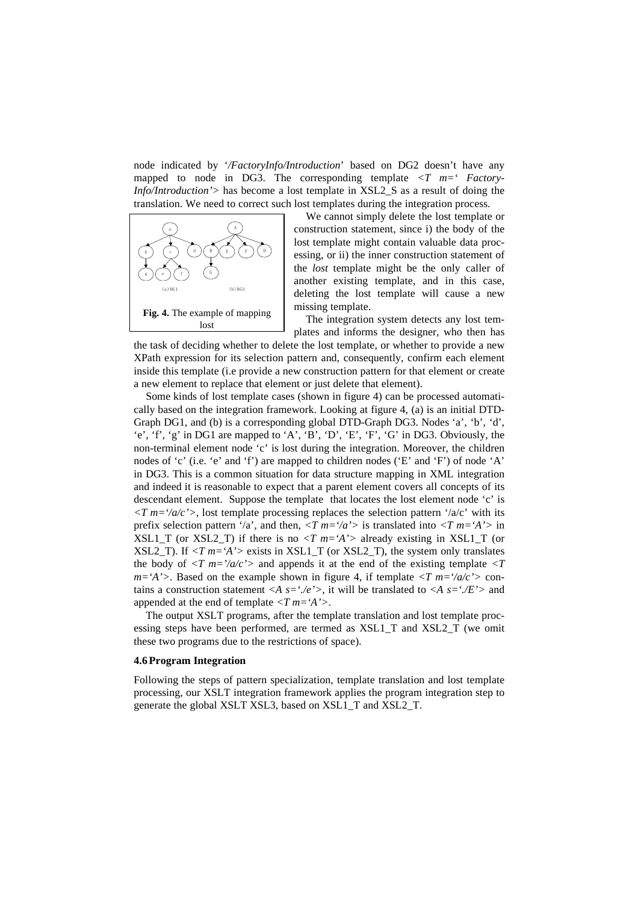node indicated by '*/FactoryInfo/Introduction*' based on DG2 doesn't have any mapped to node in DG3. The corresponding template *<T m=' Factory-Info/Introduction'>* has become a lost template in XSL2_S as a result of doing the translation. We need to correct such lost templates during the integration process.

(a) DG1

a
b
c
d
g
e
f

(b) DG3

A
B
E
F
D
G

**Fig. 4.** The example of mapping lost

We cannot simply delete the lost template or construction statement, since i) the body of the lost template might contain valuable data processing, or ii) the inner construction statement of the *lost* template might be the only caller of another existing template, and in this case, deleting the lost template will cause a new missing template.

The integration system detects any lost templates and informs the designer, who then has the task of deciding whether to delete the lost template, or whether to provide a new XPath expression for its selection pattern and, consequently, confirm each element inside this template (i.e provide a new construction pattern for that element or create a new element to replace that element or just delete that element).

Some kinds of lost template cases (shown in figure 4) can be processed automatically based on the integration framework. Looking at figure 4, (a) is an initial DTD-Graph DG1, and (b) is a corresponding global DTD-Graph DG3. Nodes 'a', 'b', 'd', 'e', 'f', 'g' in DG1 are mapped to 'A', 'B', 'D', 'E', 'F', 'G' in DG3. Obviously, the non-terminal element node 'c' is lost during the integration. Moreover, the children nodes of 'c' (i.e. 'e' and 'f') are mapped to children nodes ('E' and 'F') of node 'A' in DG3. This is a common situation for data structure mapping in XML integration and indeed it is reasonable to expect that a parent element covers all concepts of its descendant element. Suppose the template that locates the lost element node 'c' is *<T m='/a/c'>*, lost template processing replaces the selection pattern '/a/c' with its prefix selection pattern '/a', and then, *<T m='/a'>* is translated into *<T m='A'>* in XSL1_T (or XSL2_T) if there is no *<T m='A'>* already existing in XSL1_T (or XSL2_T). If *<T m='A'>* exists in XSL1_T (or XSL2_T), the system only translates the body of *<T m='/a/c'>* and appends it at the end of the existing template *<T m='A'>*. Based on the example shown in figure 4, if template *<T m='/a/c'>* contains a construction statement *<A s='./e'>*, it will be translated to *<A s='./E'>* and appended at the end of template *<T m='A'>*.

The output XSLT programs, after the template translation and lost template processing steps have been performed, are termed as XSL1_T and XSL2_T (we omit these two programs due to the restrictions of space).

### 4.6 Program Integration

Following the steps of pattern specialization, template translation and lost template processing, our XSLT integration framework applies the program integration step to generate the global XSLT XSL3, based on XSL1_T and XSL2_T.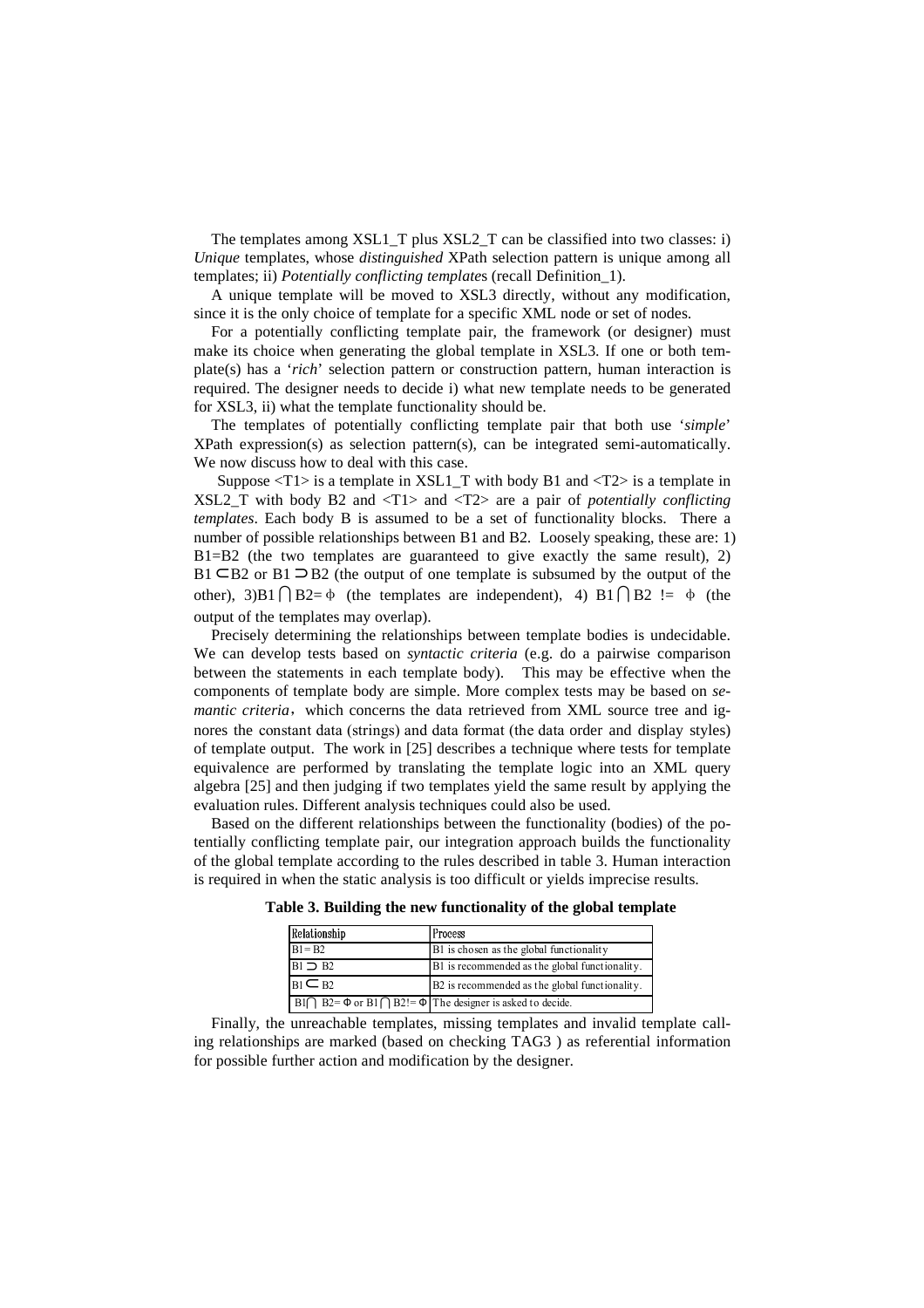The templates among XSL1_T plus XSL2_T can be classified into two classes: i) *Unique* templates, whose *distinguished* XPath selection pattern is unique among all templates; ii) *Potentially conflicting template*s (recall Definition_1).

A unique template will be moved to XSL3 directly, without any modification, since it is the only choice of template for a specific XML node or set of nodes.

For a potentially conflicting template pair, the framework (or designer) must make its choice when generating the global template in XSL3. If one or both template(s) has a '*rich*' selection pattern or construction pattern, human interaction is required. The designer needs to decide i) what new template needs to be generated for XSL3, ii) what the template functionality should be.

The templates of potentially conflicting template pair that both use '*simple*' XPath expression(s) as selection pattern(s), can be integrated semi-automatically. We now discuss how to deal with this case.

Suppose <T1> is a template in XSL1_T with body B1 and <T2> is a template in XSL2_T with body B2 and <T1> and <T2> are a pair of *potentially conflicting templates*. Each body B is assumed to be a set of functionality blocks. There a number of possible relationships between B1 and B2. Loosely speaking, these are: 1) B1=B2 (the two templates are guaranteed to give exactly the same result), 2) $B1 \subset B2$ or $B1 \supset B2$ (the output of one template is subsumed by the output of the other), 3) $B1 \cap B2 = \phi$ (the templates are independent), 4) $B1 \cap B2 \;!= \phi$ (the output of the templates may overlap).

Precisely determining the relationships between template bodies is undecidable. We can develop tests based on *syntactic criteria* (e.g. do a pairwise comparison between the statements in each template body). This may be effective when the components of template body are simple. More complex tests may be based on *semantic criteria*, which concerns the data retrieved from XML source tree and ignores the constant data (strings) and data format (the data order and display styles) of template output. The work in [25] describes a technique where tests for template equivalence are performed by translating the template logic into an XML query algebra [25] and then judging if two templates yield the same result by applying the evaluation rules. Different analysis techniques could also be used.

Based on the different relationships between the functionality (bodies) of the potentially conflicting template pair, our integration approach builds the functionality of the global template according to the rules described in table 3. Human interaction is required in when the static analysis is too difficult or yields imprecise results.

**Table 3. Building the new functionality of the global template**

| Relationship | Process |
|---|---|
| B1= B2 | B1 is chosen as the global functionality |
| $B1 \supset B2$ | B1 is recommended as the global functionality. |
| $B1 \subset B2$ | B2 is recommended as the global functionality. |
| $B1 \cap B2 = \Phi$ or $B1 \cap B2 != \Phi$ | The designer is asked to decide. |

Finally, the unreachable templates, missing templates and invalid template calling relationships are marked (based on checking TAG3 ) as referential information for possible further action and modification by the designer.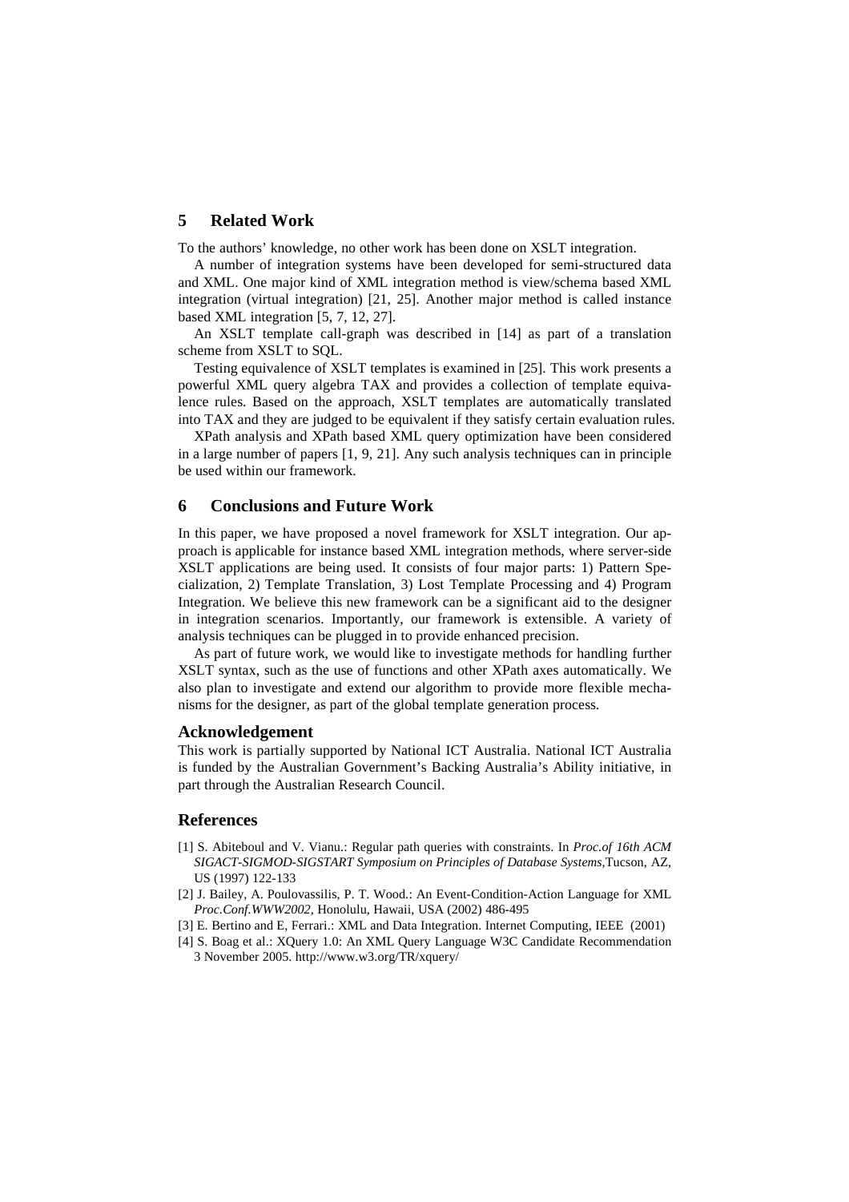## 5 Related Work

To the authors' knowledge, no other work has been done on XSLT integration.

A number of integration systems have been developed for semi-structured data and XML. One major kind of XML integration method is view/schema based XML integration (virtual integration) [21, 25]. Another major method is called instance based XML integration [5, 7, 12, 27].

An XSLT template call-graph was described in [14] as part of a translation scheme from XSLT to SQL.

Testing equivalence of XSLT templates is examined in [25]. This work presents a powerful XML query algebra TAX and provides a collection of template equivalence rules. Based on the approach, XSLT templates are automatically translated into TAX and they are judged to be equivalent if they satisfy certain evaluation rules.

XPath analysis and XPath based XML query optimization have been considered in a large number of papers [1, 9, 21]. Any such analysis techniques can in principle be used within our framework.

## 6 Conclusions and Future Work

In this paper, we have proposed a novel framework for XSLT integration. Our approach is applicable for instance based XML integration methods, where server-side XSLT applications are being used. It consists of four major parts: 1) Pattern Specialization, 2) Template Translation, 3) Lost Template Processing and 4) Program Integration. We believe this new framework can be a significant aid to the designer in integration scenarios. Importantly, our framework is extensible. A variety of analysis techniques can be plugged in to provide enhanced precision.

As part of future work, we would like to investigate methods for handling further XSLT syntax, such as the use of functions and other XPath axes automatically. We also plan to investigate and extend our algorithm to provide more flexible mechanisms for the designer, as part of the global template generation process.

### Acknowledgement

This work is partially supported by National ICT Australia. National ICT Australia is funded by the Australian Government's Backing Australia's Ability initiative, in part through the Australian Research Council.

### References

[1] S. Abiteboul and V. Vianu.: Regular path queries with constraints. In *Proc.of 16th ACM SIGACT-SIGMOD-SIGSTART Symposium on Principles of Database Systems*,Tucson, AZ, US (1997) 122-133

[2] J. Bailey, A. Poulovassilis, P. T. Wood.: An Event-Condition-Action Language for XML *Proc.Conf.WWW2002*, Honolulu, Hawaii, USA (2002) 486-495

[3] E. Bertino and E, Ferrari.: XML and Data Integration. Internet Computing, IEEE (2001)

[4] S. Boag et al.: XQuery 1.0: An XML Query Language W3C Candidate Recommendation 3 November 2005. http://www.w3.org/TR/xquery/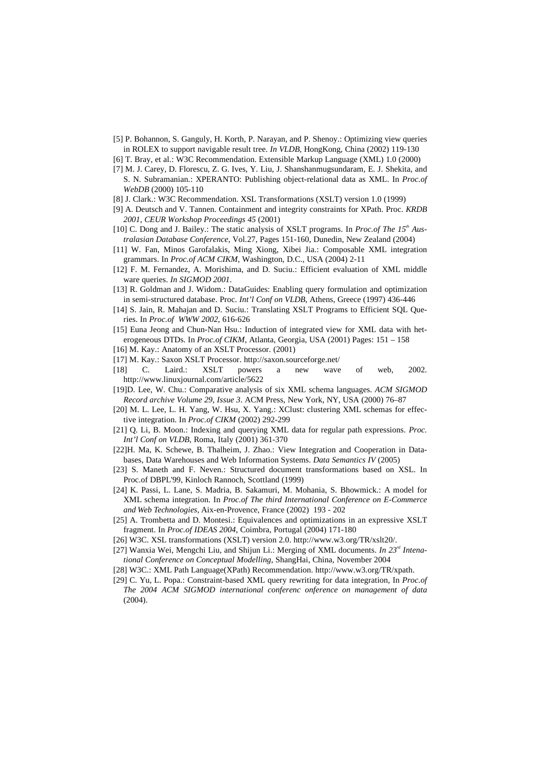[5] P. Bohannon, S. Ganguly, H. Korth, P. Narayan, and P. Shenoy.: Optimizing view queries in ROLEX to support navigable result tree. *In VLDB*, HongKong, China (2002) 119-130

[6] T. Bray, et al.: W3C Recommendation. Extensible Markup Language (XML) 1.0 (2000)

[7] M. J. Carey, D. Florescu, Z. G. Ives, Y. Liu, J. Shanshanmugsundaram, E. J. Shekita, and S. N. Subramanian.: XPERANTO: Publishing object-relational data as XML. In *Proc.of WebDB* (2000) 105-110

[8] J. Clark.: W3C Recommendation. XSL Transformations (XSLT) version 1.0 (1999)

[9] A. Deutsch and V. Tannen. Containment and integrity constraints for XPath. Proc. *KRDB 2001, CEUR Workshop Proceedings 45* (2001)

[10] C. Dong and J. Bailey.: The static analysis of XSLT programs. In *Proc.of The 15th Australasian Database Conference*, Vol.27, Pages 151-160, Dunedin, New Zealand (2004)

[11] W. Fan, Minos Garofalakis, Ming Xiong, Xibei Jia.: Composable XML integration grammars. In *Proc.of ACM CIKM*, Washington, D.C., USA (2004) 2-11

[12] F. M. Fernandez, A. Morishima, and D. Suciu.: Efficient evaluation of XML middle ware queries. *In SIGMOD 2001*.

[13] R. Goldman and J. Widom.: DataGuides: Enabling query formulation and optimization in semi-structured database. Proc. *Int'l Conf on VLDB*, Athens, Greece (1997) 436-446

[14] S. Jain, R. Mahajan and D. Suciu.: Translating XSLT Programs to Efficient SQL Queries. In *Proc.of WWW 2002*, 616-626

[15] Euna Jeong and Chun-Nan Hsu.: Induction of integrated view for XML data with heterogeneous DTDs. In *Proc.of CIKM*, Atlanta, Georgia, USA (2001) Pages: 151 – 158

[16] M. Kay.: Anatomy of an XSLT Processor. (2001)

[17] M. Kay.: Saxon XSLT Processor. http://saxon.sourceforge.net/

[18] C. Laird.: XSLT powers a new wave of web, 2002. http://www.linuxjournal.com/article/5622

[19]D. Lee, W. Chu.: Comparative analysis of six XML schema languages. *ACM SIGMOD Record archive Volume 29, Issue 3*. ACM Press, New York, NY, USA (2000) 76–87

[20] M. L. Lee, L. H. Yang, W. Hsu, X. Yang.: XClust: clustering XML schemas for effective integration. In *Proc.of CIKM* (2002) 292-299

[21] Q. Li, B. Moon.: Indexing and querying XML data for regular path expressions. *Proc. Int'l Conf on VLDB*, Roma, Italy (2001) 361-370

[22]H. Ma, K. Schewe, B. Thalheim, J. Zhao.: View Integration and Cooperation in Databases, Data Warehouses and Web Information Systems. *Data Semantics IV* (2005)

[23] S. Maneth and F. Neven.: Structured document transformations based on XSL. In Proc.of DBPL'99, Kinloch Rannoch, Scottland (1999)

[24] K. Passi, L. Lane, S. Madria, B. Sakamuri, M. Mohania, S. Bhowmick.: A model for XML schema integration. In *Proc.of The third International Conference on E-Commerce and Web Technologies*, Aix-en-Provence, France (2002) 193 - 202

[25] A. Trombetta and D. Montesi.: Equivalences and optimizations in an expressive XSLT fragment. In *Proc.of IDEAS 2004*, Coimbra, Portugal (2004) 171-180

[26] W3C. XSL transformations (XSLT) version 2.0. http://www.w3.org/TR/xslt20/.

[27] Wanxia Wei, Mengchi Liu, and Shijun Li.: Merging of XML documents. *In 23rd Intenational Conference on Conceptual Modelling*, ShangHai, China, November 2004

[28] W3C.: XML Path Language(XPath) Recommendation. http://www.w3.org/TR/xpath.

[29] C. Yu, L. Popa.: Constraint-based XML query rewriting for data integration, In *Proc.of The 2004 ACM SIGMOD international conferenc onference on management of data* (2004).